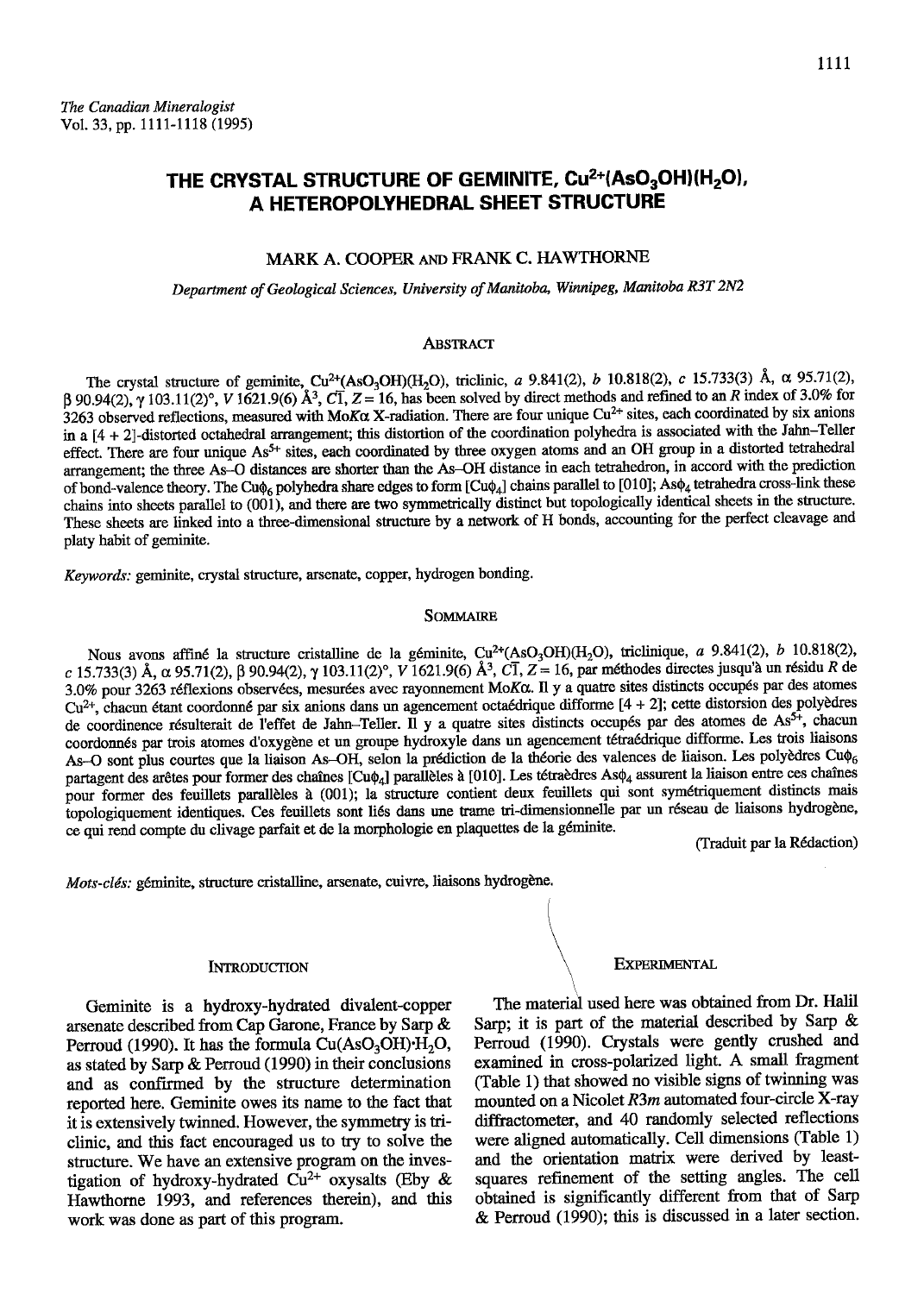*The Canadian Mineralogist*
Vol. 33, pp. 1111-1118 (1995)

# THE CRYSTAL STRUCTURE OF GEMINITE, $Cu^{2+}(AsO_3OH)(H_2O)$, A HETEROPOLYHEDRAL SHEET STRUCTURE

MARK A. COOPER AND FRANK C. HAWTHORNE

*Department of Geological Sciences, University of Manitoba, Winnipeg, Manitoba R3T 2N2*

## ABSTRACT

The crystal structure of geminite, $Cu^{2+}(AsO_3OH)(H_2O)$, triclinic, *a* 9.841(2), *b* 10.818(2), *c* 15.733(3) Å, α 95.71(2), β 90.94(2), γ 103.11(2)°, *V* 1621.9(6) Å³, $C\bar{1}$, *Z* = 16, has been solved by direct methods and refined to an *R* index of 3.0% for 3263 observed reflections, measured with Mo*K*α X-radiation. There are four unique $Cu^{2+}$ sites, each coordinated by six anions in a [4 + 2]-distorted octahedral arrangement; this distortion of the coordination polyhedra is associated with the Jahn–Teller effect. There are four unique $As^{5+}$ sites, each coordinated by three oxygen atoms and an OH group in a distorted tetrahedral arrangement; the three As–O distances are shorter than the As–OH distance in each tetrahedron, in accord with the prediction of bond-valence theory. The $Cu\phi_6$ polyhedra share edges to form $[Cu\phi_4]$ chains parallel to [010]; $As\phi_4$ tetrahedra cross-link these chains into sheets parallel to (001), and there are two symmetrically distinct but topologically identical sheets in the structure. These sheets are linked into a three-dimensional structure by a network of H bonds, accounting for the perfect cleavage and platy habit of geminite.

*Keywords:* geminite, crystal structure, arsenate, copper, hydrogen bonding.

## SOMMAIRE

Nous avons affiné la structure cristalline de la géminite, $Cu^{2+}(AsO_3OH)(H_2O)$, triclinique, *a* 9.841(2), *b* 10.818(2), *c* 15.733(3) Å, α 95.71(2), β 90.94(2), γ 103.11(2)°, *V* 1621.9(6) Å³, $C\bar{1}$, *Z* = 16, par méthodes directes jusqu'à un résidu *R* de 3.0% pour 3263 réflexions observées, mesurées avec rayonnement Mo*K*α. Il y a quatre sites distincts occupés par des atomes $Cu^{2+}$, chacun étant coordonné par six anions dans un agencement octaédrique difforme [4 + 2]; cette distorsion des polyèdres de coordinence résulterait de l'effet de Jahn–Teller. Il y a quatre sites distincts occupés par des atomes de $As^{5+}$, chacun coordonné par trois atomes d'oxygène et un groupe hydroxyle dans un agencement tétraédrique difforme. Les trois liaisons As–O sont plus courtes que la liaison As–OH, selon la prédiction de la théorie des valences de liaison. Les polyèdres $Cu\phi_6$ partagent des arêtes pour former des chaînes $[Cu\phi_4]$ parallèles à [010]. Les tétraèdres $As\phi_4$ assurent la liaison entre ces chaînes pour former des feuillets parallèles à (001); la structure contient deux feuillets qui sont symétriquement distincts mais topologiquement identiques. Ces feuillets sont liés dans une trame tri-dimensionnelle par un réseau de liaisons hydrogène, ce qui rend compte du clivage parfait et de la morphologie en plaquettes de la géminite.

(Traduit par la Rédaction)

*Mots-clés:* géminite, structure cristalline, arsenate, cuivre, liaisons hydrogène.

## INTRODUCTION

Geminite is a hydroxy-hydrated divalent-copper arsenate described from Cap Garone, France by Sarp & Perroud (1990). It has the formula $Cu(AsO_3OH){\cdot}H_2O$, as stated by Sarp & Perroud (1990) in their conclusions and as confirmed by the structure determination reported here. Geminite owes its name to the fact that it is extensively twinned. However, the symmetry is triclinic, and this fact encouraged us to try to solve the structure. We have an extensive program on the investigation of hydroxy-hydrated $Cu^{2+}$ oxysalts (Eby & Hawthorne 1993, and references therein), and this work was done as part of this program.

## EXPERIMENTAL

The material used here was obtained from Dr. Halil Sarp; it is part of the material described by Sarp & Perroud (1990). Crystals were gently crushed and examined in cross-polarized light. A small fragment (Table 1) that showed no visible signs of twinning was mounted on a Nicolet *R3m* automated four-circle X-ray diffractometer, and 40 randomly selected reflections were aligned automatically. Cell dimensions (Table 1) and the orientation matrix were derived by least-squares refinement of the setting angles. The cell obtained is significantly different from that of Sarp & Perroud (1990); this is discussed in a later section.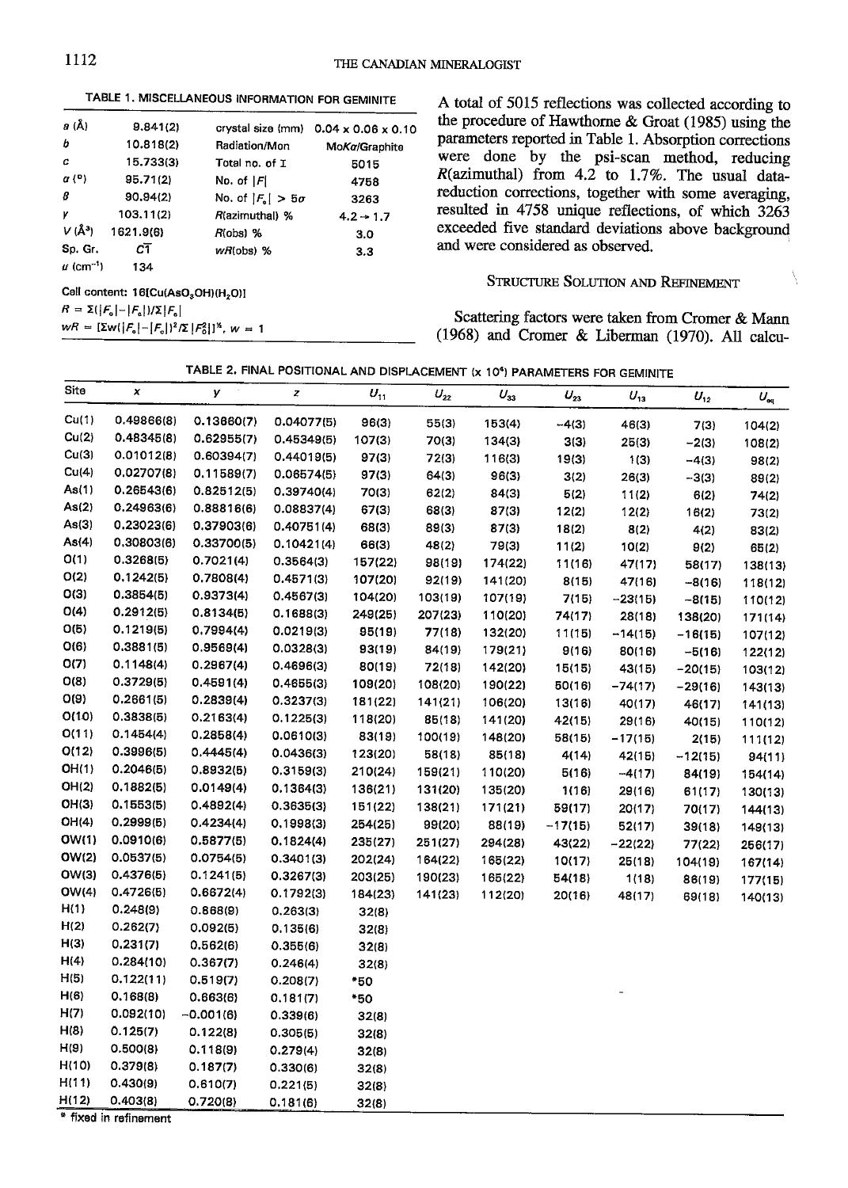TABLE 1. MISCELLANEOUS INFORMATION FOR GEMINITE

| | | | |
|---|---|---|---|
| $a$ (Å) | 9.841(2) | crystal size (mm) | 0.04 x 0.06 x 0.10 |
| $b$ | 10.818(2) | Radiation/Mon | Mo$K\alpha$/Graphite |
| $c$ | 15.733(3) | Total no. of $I$ | 5015 |
| $\alpha$ (°) | 95.71(2) | No. of $\|F\|$ | 4758 |
| $\beta$ | 90.94(2) | No. of $\|F_o\| > 5\sigma$ | 3263 |
| $\gamma$ | 103.11(2) | $R$(azimuthal) % | 4.2 → 1.7 |
| $V$ (Å$^3$) | 1621.9(6) | $R$(obs) % | 3.0 |
| Sp. Gr. | $C\bar{1}$ | $wR$(obs) % | 3.3 |
| $\mu$ (cm$^{-1}$) | 134 | | |

Cell content: 16[Cu(AsO$_3$OH)(H$_2$O)]

$R = \Sigma(|F_o|-|F_c|)/\Sigma|F_o|$

$wR = [\Sigma w(|F_o|-|F_c|)^2/\Sigma|F_o^2|]^{½}$, $w = 1$

A total of 5015 reflections was collected according to the procedure of Hawthorne & Groat (1985) using the parameters reported in Table 1. Absorption corrections were done by the psi-scan method, reducing $R$(azimuthal) from 4.2 to 1.7%. The usual data-reduction corrections, together with some averaging, resulted in 4758 unique reflections, of which 3263 exceeded five standard deviations above background and were considered as observed.

## Structure Solution and Refinement

Scattering factors were taken from Cromer & Mann (1968) and Cromer & Liberman (1970). All calcu-

TABLE 2. FINAL POSITIONAL AND DISPLACEMENT (x 10$^4$) PARAMETERS FOR GEMINITE

| Site | $x$ | $y$ | $z$ | $U_{11}$ | $U_{22}$ | $U_{33}$ | $U_{23}$ | $U_{13}$ | $U_{12}$ | $U_{eq}$ |
|---|---|---|---|---|---|---|---|---|---|---|
| Cu(1) | 0.49866(8) | 0.13660(7) | 0.04077(5) | 96(3) | 55(3) | 153(4) | −4(3) | 46(3) | 7(3) | 104(2) |
| Cu(2) | 0.48345(8) | 0.62955(7) | 0.45349(5) | 107(3) | 70(3) | 134(3) | 3(3) | 25(3) | −2(3) | 108(2) |
| Cu(3) | 0.01012(8) | 0.60394(7) | 0.44019(5) | 97(3) | 72(3) | 116(3) | 19(3) | 1(3) | −4(3) | 98(2) |
| Cu(4) | 0.02707(8) | 0.11589(7) | 0.06574(5) | 97(3) | 64(3) | 96(3) | 3(2) | 26(3) | −3(3) | 89(2) |
| As(1) | 0.26543(6) | 0.82512(5) | 0.39740(4) | 70(3) | 62(2) | 84(3) | 5(2) | 11(2) | 6(2) | 74(2) |
| As(2) | 0.24963(6) | 0.88816(6) | 0.08837(4) | 67(3) | 68(3) | 87(3) | 12(2) | 12(2) | 16(2) | 73(2) |
| As(3) | 0.23023(6) | 0.37903(6) | 0.40751(4) | 68(3) | 89(3) | 87(3) | 18(2) | 8(2) | 4(2) | 83(2) |
| As(4) | 0.30803(6) | 0.33700(5) | 0.10421(4) | 66(3) | 48(2) | 79(3) | 11(2) | 10(2) | 9(2) | 65(2) |
| O(1) | 0.3268(5) | 0.7021(4) | 0.3564(3) | 157(22) | 98(19) | 174(22) | 11(16) | 47(17) | 58(17) | 138(13) |
| O(2) | 0.1242(5) | 0.7808(4) | 0.4571(3) | 107(20) | 92(19) | 141(20) | 8(15) | 47(16) | −8(16) | 118(12) |
| O(3) | 0.3854(5) | 0.9373(4) | 0.4567(3) | 104(20) | 103(19) | 107(19) | 7(15) | −23(15) | −8(15) | 110(12) |
| O(4) | 0.2912(5) | 0.8134(5) | 0.1688(3) | 249(25) | 207(23) | 110(20) | 74(17) | 28(18) | 138(20) | 171(14) |
| O(5) | 0.1219(5) | 0.7994(4) | 0.0219(3) | 95(19) | 77(18) | 132(20) | 11(15) | −14(15) | −16(15) | 107(12) |
| O(6) | 0.3881(5) | 0.9569(4) | 0.0328(3) | 93(19) | 84(19) | 179(21) | 9(16) | 80(16) | −5(16) | 122(12) |
| O(7) | 0.1148(4) | 0.2967(4) | 0.4696(3) | 80(19) | 72(18) | 142(20) | 15(15) | 43(15) | −20(15) | 103(12) |
| O(8) | 0.3729(5) | 0.4591(4) | 0.4655(3) | 109(20) | 108(20) | 190(22) | 50(16) | −74(17) | −29(16) | 143(13) |
| O(9) | 0.2661(5) | 0.2839(4) | 0.3237(3) | 181(22) | 141(21) | 106(20) | 13(16) | 40(17) | 46(17) | 141(13) |
| O(10) | 0.3838(5) | 0.2163(4) | 0.1225(3) | 118(20) | 85(18) | 141(20) | 42(15) | 29(16) | 40(15) | 110(12) |
| O(11) | 0.1454(4) | 0.2858(4) | 0.0610(3) | 83(19) | 100(19) | 148(20) | 58(15) | −17(15) | 2(15) | 111(12) |
| O(12) | 0.3996(5) | 0.4445(4) | 0.0436(3) | 123(20) | 58(18) | 85(18) | 4(14) | 42(15) | −12(15) | 94(11) |
| OH(1) | 0.2046(5) | 0.8932(5) | 0.3159(3) | 210(24) | 159(21) | 110(20) | 5(16) | −4(17) | 84(19) | 154(14) |
| OH(2) | 0.1882(5) | 0.0149(4) | 0.1364(3) | 136(21) | 131(20) | 135(20) | 1(16) | 29(16) | 61(17) | 130(13) |
| OH(3) | 0.1553(5) | 0.4892(4) | 0.3635(3) | 151(22) | 138(21) | 171(21) | 59(17) | 20(17) | 70(17) | 144(13) |
| OH(4) | 0.2999(5) | 0.4234(4) | 0.1998(3) | 254(25) | 99(20) | 88(19) | −17(15) | 52(17) | 39(18) | 149(13) |
| OW(1) | 0.0910(6) | 0.5877(5) | 0.1824(4) | 235(27) | 251(27) | 294(28) | 43(22) | −22(22) | 77(22) | 256(17) |
| OW(2) | 0.0537(5) | 0.0754(5) | 0.3401(3) | 202(24) | 164(22) | 165(22) | 10(17) | 25(18) | 104(19) | 167(14) |
| OW(3) | 0.4376(5) | 0.1241(5) | 0.3267(3) | 203(25) | 190(23) | 165(22) | 54(18) | 1(18) | 86(19) | 177(15) |
| OW(4) | 0.4726(5) | 0.6672(4) | 0.1792(3) | 184(23) | 141(23) | 112(20) | 20(16) | 48(17) | 69(18) | 140(13) |
| H(1) | 0.248(9) | 0.868(9) | 0.263(3) | 32(8) | | | | | | |
| H(2) | 0.262(7) | 0.092(5) | 0.135(6) | 32(8) | | | | | | |
| H(3) | 0.231(7) | 0.562(6) | 0.355(6) | 32(8) | | | | | | |
| H(4) | 0.284(10) | 0.367(7) | 0.246(4) | 32(8) | | | | | | |
| H(5) | 0.122(11) | 0.519(7) | 0.208(7) | *50 | | | | | | |
| H(6) | 0.168(8) | 0.663(6) | 0.181(7) | *50 | | | | | | |
| H(7) | 0.092(10) | −0.001(6) | 0.339(6) | 32(8) | | | | | | |
| H(8) | 0.125(7) | 0.122(8) | 0.305(5) | 32(8) | | | | | | |
| H(9) | 0.500(8) | 0.118(9) | 0.279(4) | 32(8) | | | | | | |
| H(10) | 0.379(8) | 0.187(7) | 0.330(6) | 32(8) | | | | | | |
| H(11) | 0.430(9) | 0.610(7) | 0.221(5) | 32(8) | | | | | | |
| H(12) | 0.403(8) | 0.720(8) | 0.181(6) | 32(8) | | | | | | |

* fixed in refinement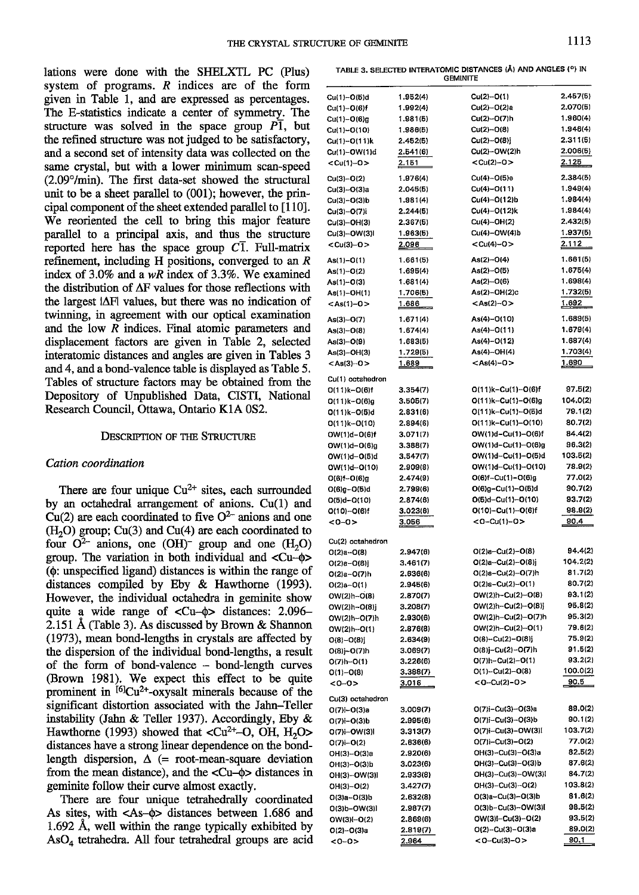lations were done with the SHELXTL PC (Plus) system of programs. $R$ indices are of the form given in Table 1, and are expressed as percentages. The E-statistics indicate a center of symmetry. The structure was solved in the space group $P\bar{1}$, but the refined structure was not judged to be satisfactory, and a second set of intensity data was collected on the same crystal, but with a lower minimum scan-speed (2.09°/min). The first data-set showed the structural unit to be a sheet parallel to (001); however, the principal component of the sheet extended parallel to [110]. We reoriented the cell to bring this major feature parallel to a principal axis, and thus the structure reported here has the space group $C\bar{1}$. Full-matrix refinement, including H positions, converged to an $R$ index of 3.0% and a $wR$ index of 3.3%. We examined the distribution of $\Delta F$ values for those reflections with the largest $|\Delta F|$ values, but there was no indication of twinning, in agreement with our optical examination and the low $R$ indices. Final atomic parameters and displacement factors are given in Table 2, selected interatomic distances and angles are given in Tables 3 and 4, and a bond-valence table is displayed as Table 5. Tables of structure factors may be obtained from the Depository of Unpublished Data, CISTI, National Research Council, Ottawa, Ontario K1A 0S2.

## Description of the Structure

### Cation coordination

There are four unique $Cu^{2+}$ sites, each surrounded by an octahedral arrangement of anions. Cu(1) and Cu(2) are each coordinated to five $O^{2-}$ anions and one ($H_2O$) group; Cu(3) and Cu(4) are each coordinated to four $O^{2-}$ anions, one $(OH)^-$ group and one ($H_2O$) group. The variation in both individual and <Cu–φ> (φ: unspecified ligand) distances is within the range of distances compiled by Eby & Hawthorne (1993). However, the individual octahedra in geminite show quite a wide range of <Cu–φ> distances: 2.096–2.151 Å (Table 3). As discussed by Brown & Shannon (1973), mean bond-lengths in crystals are affected by the dispersion of the individual bond-lengths, a result of the form of bond-valence – bond-length curves (Brown 1981). We expect this effect to be quite prominent in $^{[6]}Cu^{2+}$-oxysalt minerals because of the significant distortion associated with the Jahn–Teller instability (Jahn & Teller 1937). Accordingly, Eby & Hawthorne (1993) showed that <$Cu^{2+}$–O, OH, $H_2O$> distances have a strong linear dependence on the bond-length dispersion, $\Delta$ (= root-mean-square deviation from the mean distance), and the <Cu–φ> distances in geminite follow their curve almost exactly.

There are four unique tetrahedrally coordinated As sites, with <As–φ> distances between 1.686 and 1.692 Å, well within the range typically exhibited by $AsO_4$ tetrahedra. All four tetrahedral groups are acid

TABLE 3. SELECTED INTERATOMIC DISTANCES (Å) AND ANGLES (°) IN GEMINITE

| | | | |
|---|---|---|---|
| Cu(1)–O(5)d | 1.952(4) | Cu(2)–O(1) | 2.457(5) |
| Cu(1)–O(6)f | 1.992(4) | Cu(2)–O(2)a | 2.070(5) |
| Cu(1)–O(6)g | 1.981(5) | Cu(2)–O(7)h | 1.960(4) |
| Cu(1)–O(10) | 1.986(5) | Cu(2)–O(8) | 1.946(4) |
| Cu(1)–O(11)k | 2.452(5) | Cu(2)–O(8)j | 2.311(5) |
| Cu(1)–OW(1)d | 2.541(6) | Cu(2)–OW(2)h | 2.006(5) |
| <Cu(1)–O> | 2.151 | <Cu(2)–O> | 2.125 |
| Cu(3)–O(2) | 1.976(4) | Cu(4)–O(5)e | 2.384(5) |
| Cu(3)–O(3)a | 2.045(5) | Cu(4)–O(11) | 1.949(4) |
| Cu(3)–O(3)b | 1.981(4) | Cu(4)–O(12)b | 1.984(4) |
| Cu(3)–O(7)i | 2.244(5) | Cu(4)–O(12)k | 1.984(4) |
| Cu(3)–OH(3) | 2.367(5) | Cu(4)–OH(2) | 2.432(5) |
| Cu(3)–OW(3)l | 1.963(5) | Cu(4)–OW(4)b | 1.937(5) |
| <Cu(3)–O> | 2.096 | <Cu(4)–O> | 2.112 |
| As(1)–O(1) | 1.661(5) | As(2)–O(4) | 1.661(5) |
| As(1)–O(2) | 1.695(4) | As(2)–O(5) | 1.675(4) |
| As(1)–O(3) | 1.681(4) | As(2)–O(6) | 1.698(4) |
| As(1)–OH(1) | 1.706(5) | As(2)–OH(2)c | 1.732(5) |
| <As(1)–O> | 1.686 | <As(2)–O> | 1.692 |
| As(3)–O(7) | 1.671(4) | As(4)–O(10) | 1.689(5) |
| As(3)–O(8) | 1.674(4) | As(4)–O(11) | 1.679(4) |
| As(3)–O(9) | 1.683(5) | As(4)–O(12) | 1.687(4) |
| As(3)–OH(3) | 1.729(5) | As(4)–OH(4) | 1.703(4) |
| <As(3)–O> | 1.689 | <As(4)–O> | 1.690 |
| **Cu(1) octahedron** | | | |
| O(11)k–O(6)f | 3.354(7) | O(11)k–Cu(1)–O(6)f | 97.5(2) |
| O(11)k–O(6)g | 3.505(7) | O(11)k–Cu(1)–O(6)g | 104.0(2) |
| O(11)k–O(5)d | 2.831(6) | O(11)k–Cu(1)–O(5)d | 79.1(2) |
| O(11)k–O(10) | 2.894(6) | O(11)k–Cu(1)–O(10) | 80.7(2) |
| OW(1)d–O(6)f | 3.071(7) | OW(1)d–Cu(1)–O(6)f | 84.4(2) |
| OW(1)d–O(6)g | 3.388(7) | OW(1)d–Cu(1)–O(6)g | 96.3(2) |
| OW(1)d–O(5)d | 3.547(7) | OW(1)d–Cu(1)–O(5)d | 103.5(2) |
| OW(1)d–O(10) | 2.909(8) | OW(1)d–Cu(1)–O(10) | 78.9(2) |
| O(6)f–O(6)g | 2.474(9) | O(6)f–Cu(1)–O(6)g | 77.0(2) |
| O(6)g–O(5)d | 2.799(6) | O(6)g–Cu(1)–O(5)d | 90.7(2) |
| O(5)d–O(10) | 2.874(8) | O(5)d–Cu(1)–O(10) | 93.7(2) |
| O(10)–O(6)f | 3.023(6) | O(10)–Cu(1)–O(6)f | 98.9(2) |
| <O–O> | 3.056 | <O–Cu(1)–O> | 90.4 |
| **Cu(2) octahedron** | | | |
| O(2)a–O(8) | 2.947(6) | O(2)a–Cu(2)–O(8) | 94.4(2) |
| O(2)a–O(8)j | 3.461(7) | O(2)a–Cu(2)–O(8)j | 104.2(2) |
| O(2)a–O(7)h | 2.636(6) | O(2)a–Cu(2)–O(7)h | 81.7(2) |
| O(2)a–O(1) | 2.945(6) | O(2)a–Cu(2)–O(1) | 80.7(2) |
| OW(2)h–O(8) | 2.870(7) | OW(2)h–Cu(2)–O(8) | 93.1(2) |
| OW(2)h–O(8)j | 3.208(7) | OW(2)h–Cu(2)–O(8)j | 95.8(2) |
| OW(2)h–O(7)h | 2.930(6) | OW(2)h–Cu(2)–O(7)h | 95.3(2) |
| OW(2)h–O(1) | 2.876(8) | OW(2)h–Cu(2)–O(1) | 79.6(2) |
| O(8)–O(8)j | 2.634(9) | O(8)–Cu(2)–O(8)j | 75.9(2) |
| O(8)j–O(7)h | 3.069(7) | O(8)j–Cu(2)–O(7)h | 91.5(2) |
| O(7)h–O(1) | 3.226(6) | O(7)h–Cu(2)–O(1) | 93.2(2) |
| O(1)–O(8) | 3.388(7) | O(1)–Cu(2)–O(8) | 100.0(2) |
| <O–O> | 3.016 | <O–Cu(2)–O> | 90.5 |
| **Cu(3) octahedron** | | | |
| O(7)i–O(3)a | 3.009(7) | O(7)i–Cu(3)–O(3)a | 89.0(2) |
| O(7)i–O(3)b | 2.995(6) | O(7)i–Cu(3)–O(3)b | 90.1(2) |
| O(7)i–OW(3)l | 3.313(7) | O(7)i–Cu(3)–OW(3)l | 103.7(2) |
| O(7)i–O(2) | 2.636(6) | O(7)i–Cu(3)–O(2) | 77.0(2) |
| OH(3)–O(3)a | 2.920(6) | OH(3)–Cu(3)–O(3)a | 82.5(2) |
| OH(3)–O(3)b | 3.023(6) | OH(3)–Cu(3)–O(3)b | 87.6(2) |
| OH(3)–OW(3)l | 2.933(8) | OH(3)–Cu(3)–OW(3)l | 84.7(2) |
| OH(3)–O(2) | 3.427(7) | OH(3)–Cu(3)–O(2) | 103.8(2) |
| O(3)a–O(3)b | 2.632(8) | O(3)a–Cu(3)–O(3)b | 81.6(2) |
| O(3)b–OW(3)l | 2.987(7) | O(3)b–Cu(3)–OW(3)l | 98.5(2) |
| OW(3)l–O(2) | 2.869(6) | OW(3)l–Cu(3)–O(2) | 93.5(2) |
| O(2)–O(3)a | 2.819(7) | O(2)–Cu(3)–O(3)a | 89.0(2) |
| <O–O> | 2.964 | <O–Cu(3)–O> | 90.1 |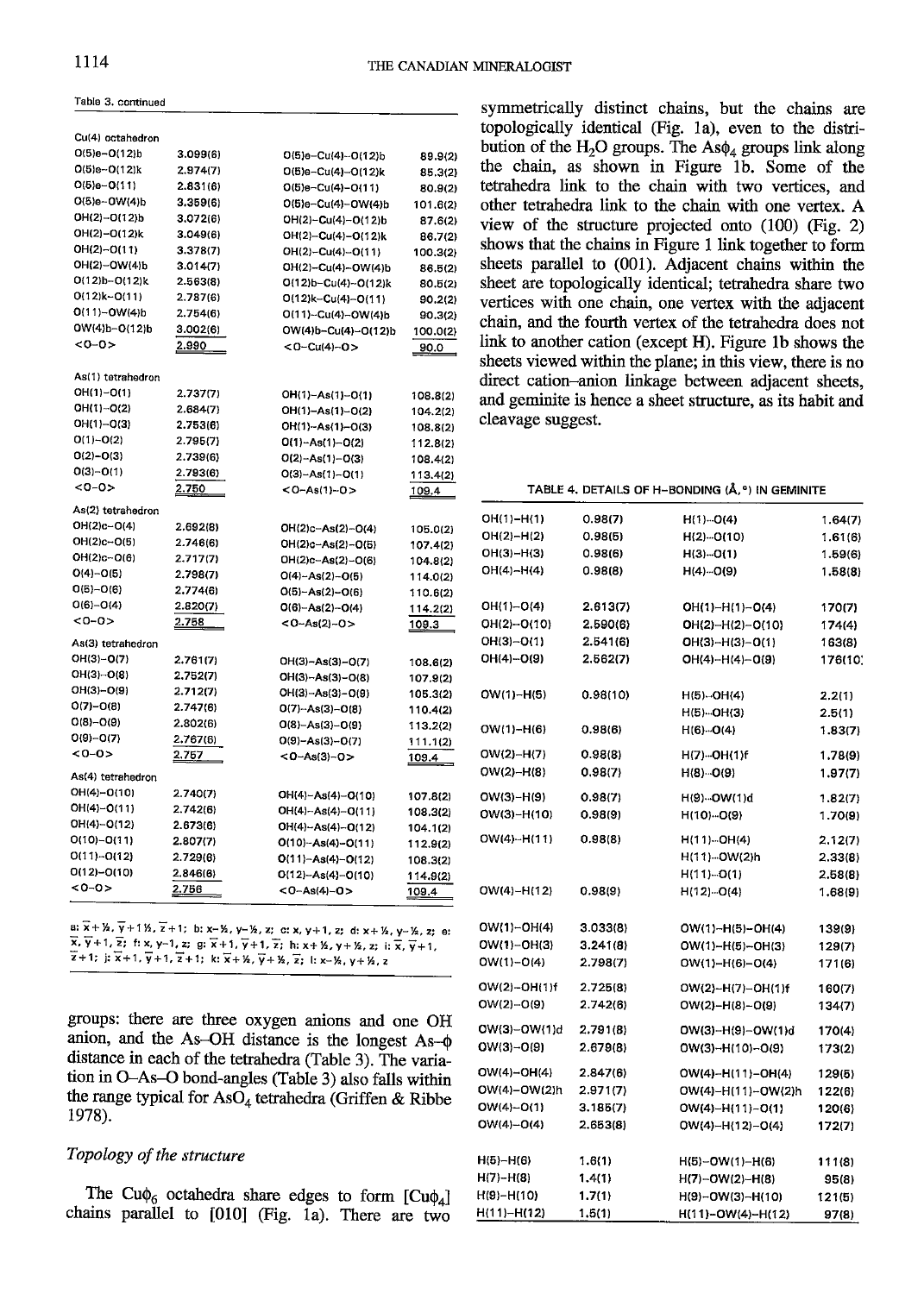Table 3. continued

| | | | |
|---|---|---|---|
| **Cu(4) octahedron** | | | |
| O(5)e–O(12)b | 3.099(6) | O(5)e–Cu(4)–O(12)b | 89.9(2) |
| O(5)e–O(12)k | 2.974(7) | O(5)e–Cu(4)–O(12)k | 85.3(2) |
| O(5)e–O(11) | 2.831(6) | O(5)e–Cu(4)–O(11) | 80.9(2) |
| O(5)e–OW(4)b | 3.359(6) | O(5)e–Cu(4)–OW(4)b | 101.6(2) |
| OH(2)–O(12)b | 3.072(6) | OH(2)–Cu(4)–O(12)b | 87.6(2) |
| OH(2)–O(12)k | 3.049(6) | OH(2)–Cu(4)–O(12)k | 86.7(2) |
| OH(2)–O(11) | 3.378(7) | OH(2)–Cu(4)–O(11) | 100.3(2) |
| OH(2)–OW(4)b | 3.014(7) | OH(2)–Cu(4)–OW(4)b | 86.5(2) |
| O(12)b–O(12)k | 2.563(8) | O(12)b–Cu(4)–O(12)k | 80.5(2) |
| O(12)k–O(11) | 2.787(6) | O(12)k–Cu(4)–O(11) | 90.2(2) |
| O(11)–OW(4)b | 2.754(6) | O(11)–Cu(4)–OW(4)b | 90.3(2) |
| OW(4)b–O(12)b | 3.002(6) | OW(4)b–Cu(4)–O(12)b | 100.0(2) |
| <O–O> | 2.990 | <O–Cu(4)–O> | 90.0 |
| **As(1) tetrahedron** | | | |
| OH(1)–O(1) | 2.737(7) | OH(1)–As(1)–O(1) | 108.8(2) |
| OH(1)–O(2) | 2.684(7) | OH(1)–As(1)–O(2) | 104.2(2) |
| OH(1)–O(3) | 2.753(6) | OH(1)–As(1)–O(3) | 108.8(2) |
| O(1)–O(2) | 2.795(7) | O(1)–As(1)–O(2) | 112.8(2) |
| O(2)–O(3) | 2.739(6) | O(2)–As(1)–O(3) | 108.4(2) |
| O(3)–O(1) | 2.783(6) | O(3)–As(1)–O(1) | 113.4(2) |
| <O–O> | 2.750 | <O–As(1)–O> | 109.4 |
| **As(2) tetrahedron** | | | |
| OH(2)c–O(4) | 2.692(8) | OH(2)c–As(2)–O(4) | 105.0(2) |
| OH(2)c–O(5) | 2.746(6) | OH(2)c–As(2)–O(5) | 107.4(2) |
| OH(2)c–O(6) | 2.717(7) | OH(2)c–As(2)–O(6) | 104.8(2) |
| O(4)–O(5) | 2.798(7) | O(4)–As(2)–O(5) | 114.0(2) |
| O(5)–O(6) | 2.774(6) | O(5)–As(2)–O(6) | 110.6(2) |
| O(6)–O(4) | 2.820(7) | O(6)–As(2)–O(4) | 114.2(2) |
| <O–O> | 2.758 | <O–As(2)–O> | 109.3 |
| **As(3) tetrahedron** | | | |
| OH(3)–O(7) | 2.761(7) | OH(3)–As(3)–O(7) | 108.6(2) |
| OH(3)–O(8) | 2.752(7) | OH(3)–As(3)–O(8) | 107.9(2) |
| OH(3)–O(9) | 2.712(7) | OH(3)–As(3)–O(9) | 105.3(2) |
| O(7)–O(8) | 2.747(6) | O(7)–As(3)–O(8) | 110.4(2) |
| O(8)–O(9) | 2.802(6) | O(8)–As(3)–O(9) | 113.2(2) |
| O(9)–O(7) | 2.767(6) | O(9)–As(3)–O(7) | 111.1(2) |
| <O–O> | 2.757 | <O–As(3)–O> | 109.4 |
| **As(4) tetrahedron** | | | |
| OH(4)–O(10) | 2.740(7) | OH(4)–As(4)–O(10) | 107.8(2) |
| OH(4)–O(11) | 2.742(6) | OH(4)–As(4)–O(11) | 108.3(2) |
| OH(4)–O(12) | 2.673(6) | OH(4)–As(4)–O(12) | 104.1(2) |
| O(10)–O(11) | 2.807(7) | O(10)–As(4)–O(11) | 112.9(2) |
| O(11)–O(12) | 2.729(6) | O(11)–As(4)–O(12) | 108.3(2) |
| O(12)–O(10) | 2.846(6) | O(12)–As(4)–O(10) | 114.9(2) |
| <O–O> | 2.756 | <O–As(4)–O> | 109.4 |

a: $\bar{x}+½, \bar{y}+1½, \bar{z}+1$; b: $x-½, y-½, z$; c: $x, y+1, z$; d: $x+½, y-½, z$; e: $\bar{x}, \bar{y}+1, \bar{z}$; f: $x, y-1, z$; g: $\bar{x}+1, \bar{y}+1, \bar{z}$; h: $x+½, y+½, z$; i: $\bar{x}, \bar{y}+1, \bar{z}+1$; j: $\bar{x}+1, \bar{y}+1, \bar{z}+1$; k: $\bar{x}+½, \bar{y}+½, \bar{z}$; l: $x-½, y+½, z$

groups: there are three oxygen anions and one OH anion, and the As–OH distance is the longest As–φ distance in each of the tetrahedra (Table 3). The variation in O–As–O bond-angles (Table 3) also falls within the range typical for $AsO_4$ tetrahedra (Griffen & Ribbe 1978).

### *Topology of the structure*

The $Cu\phi_6$ octahedra share edges to form $[Cu\phi_4]$ chains parallel to [010] (Fig. 1a). There are two symmetrically distinct chains, but the chains are topologically identical (Fig. 1a), even to the distribution of the $H_2O$ groups. The $As\phi_4$ groups link along the chain, as shown in Figure 1b. Some of the tetrahedra link to the chain with two vertices, and other tetrahedra link to the chain with one vertex. A view of the structure projected onto (100) (Fig. 2) shows that the chains in Figure 1 link together to form sheets parallel to (001). Adjacent chains within the sheet are topologically identical; tetrahedra share two vertices with one chain, one vertex with the adjacent chain, and the fourth vertex of the tetrahedra does not link to another cation (except H). Figure 1b shows the sheets viewed within the plane; in this view, there is no direct cation–anion linkage between adjacent sheets, and geminite is hence a sheet structure, as its habit and cleavage suggest.

TABLE 4. DETAILS OF H-BONDING (Å, °) IN GEMINITE

| | | | |
|---|---|---|---|
| OH(1)–H(1) | 0.98(7) | H(1)···O(4) | 1.64(7) |
| OH(2)–H(2) | 0.98(5) | H(2)···O(10) | 1.61(6) |
| OH(3)–H(3) | 0.98(6) | H(3)···O(11) | 1.59(6) |
| OH(4)–H(4) | 0.98(8) | H(4)···O(9) | 1.58(8) |
| | | | |
| OH(1)–O(4) | 2.613(7) | OH(1)–H(1)–O(4) | 170(7) |
| OH(2)–O(10) | 2.590(6) | OH(2)–H(2)–O(10) | 174(4) |
| OH(3)–O(11) | 2.541(6) | OH(3)–H(3)–O(11) | 163(8) |
| OH(4)–O(9) | 2.562(7) | OH(4)–H(4)–O(9) | 176(10) |
| | | | |
| OW(1)–H(5) | 0.98(10) | H(5)···OH(4) | 2.2(1) |
| | | H(5)···OH(3) | 2.5(1) |
| OW(1)–H(6) | 0.98(6) | H(6)···O(4) | 1.83(7) |
| OW(2)–H(7) | 0.98(8) | H(7)···OH(1)f | 1.78(9) |
| OW(2)–H(8) | 0.98(7) | H(8)···O(9) | 1.97(7) |
| OW(3)–H(9) | 0.98(7) | H(9)···OW(1)d | 1.82(7) |
| OW(3)–H(10) | 0.98(9) | H(10)···O(9) | 1.70(9) |
| OW(4)–H(11) | 0.98(8) | H(11)···OH(4) | 2.12(7) |
| | | H(11)···OW(2)h | 2.33(8) |
| | | H(11)···O(1) | 2.58(8) |
| OW(4)–H(12) | 0.98(9) | H(12)···O(4) | 1.68(9) |
| | | | |
| OW(1)–OH(4) | 3.033(8) | OW(1)–H(5)–OH(4) | 139(9) |
| OW(1)–OH(3) | 3.241(8) | OW(1)–H(5)–OH(3) | 129(7) |
| OW(1)–O(4) | 2.798(7) | OW(1)–H(6)–O(4) | 171(6) |
| OW(2)–OH(1)f | 2.725(8) | OW(2)–H(7)–OH(1)f | 160(7) |
| OW(2)–O(9) | 2.742(6) | OW(2)–H(8)–O(9) | 134(7) |
| OW(3)–OW(1)d | 2.791(8) | OW(3)–H(9)–OW(1)d | 170(4) |
| OW(3)–O(9) | 2.679(8) | OW(3)–H(10)–O(9) | 173(2) |
| OW(4)–OH(4) | 2.847(6) | OW(4)–H(11)–OH(4) | 129(5) |
| OW(4)–OW(2)h | 2.971(7) | OW(4)–H(11)–OW(2)h | 122(6) |
| OW(4)–O(1) | 3.185(7) | OW(4)–H(11)–O(1) | 120(6) |
| OW(4)–O(4) | 2.653(8) | OW(4)–H(12)–O(4) | 172(7) |
| | | | |
| H(5)–H(6) | 1.6(1) | H(5)–OW(1)–H(6) | 111(8) |
| H(7)–H(8) | 1.4(1) | H(7)–OW(2)–H(8) | 95(8) |
| H(9)–H(10) | 1.7(1) | H(9)–OW(3)–H(10) | 121(5) |
| H(11)–H(12) | 1.5(1) | H(11)–OW(4)–H(12) | 97(8) |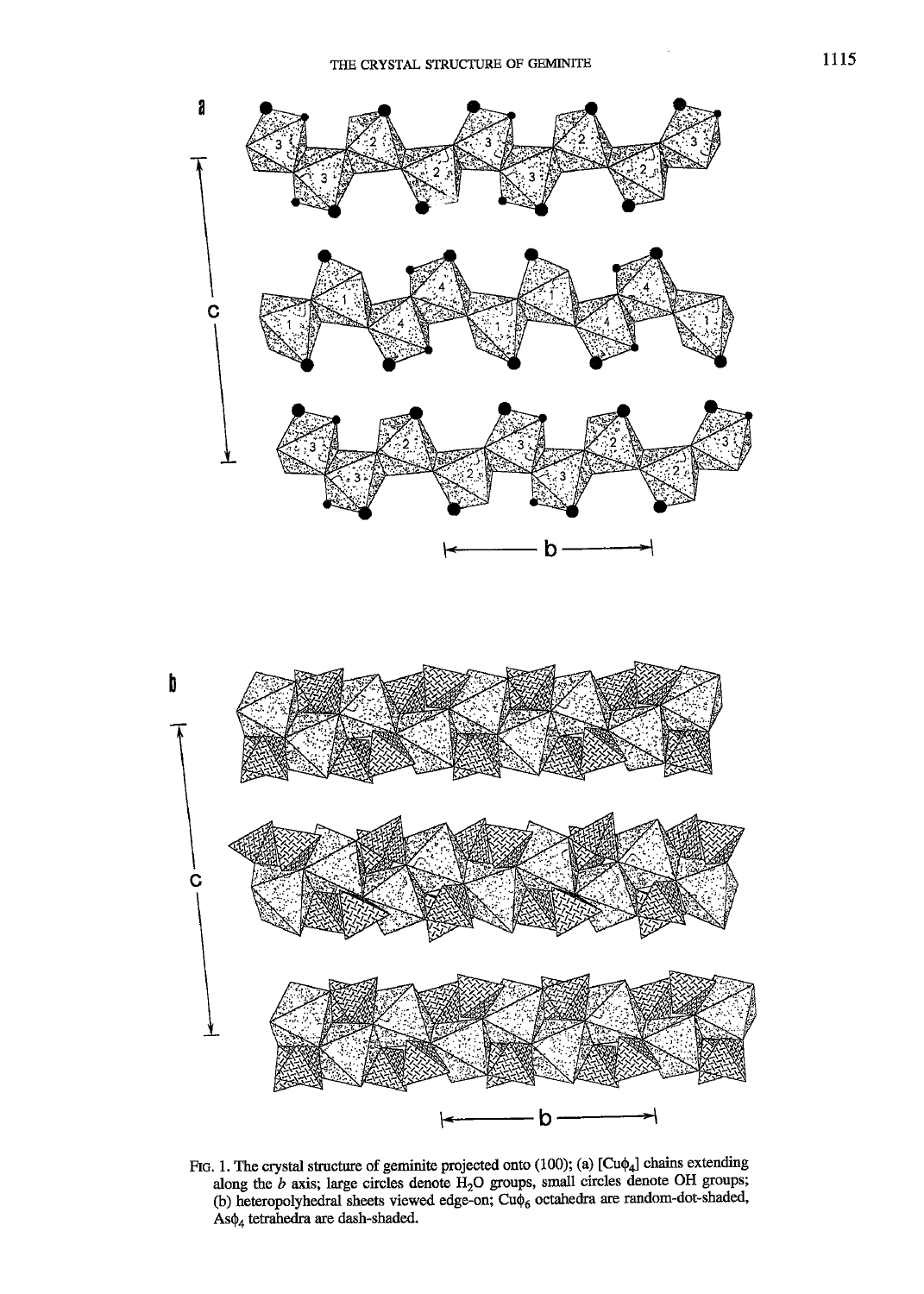FIG. 1. The crystal structure of geminite projected onto (100); (a) [Cu$\phi_4$] chains extending along the *b* axis; large circles denote $H_2O$ groups, small circles denote OH groups; (b) heteropolyhedral sheets viewed edge-on; Cu$\phi_6$ octahedra are random-dot-shaded, As$\phi_4$ tetrahedra are dash-shaded.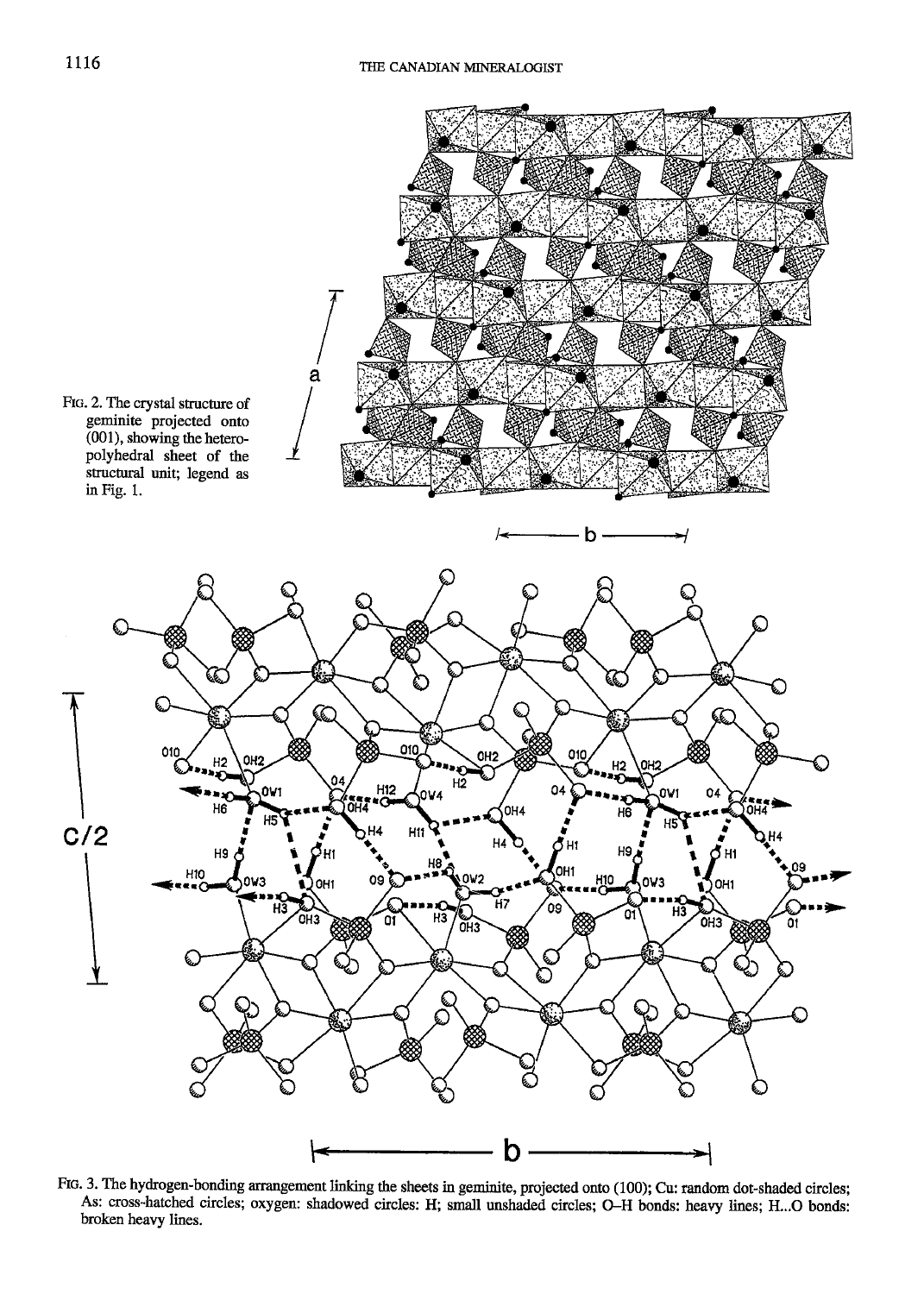FIG. 2. The crystal structure of geminite projected onto (001), showing the heteropolyhedral sheet of the structural unit; legend as in Fig. 1.

FIG. 3. The hydrogen-bonding arrangement linking the sheets in geminite, projected onto (100); Cu: random dot-shaded circles; As: cross-hatched circles; oxygen: shadowed circles: H; small unshaded circles; O–H bonds: heavy lines; H...O bonds: broken heavy lines.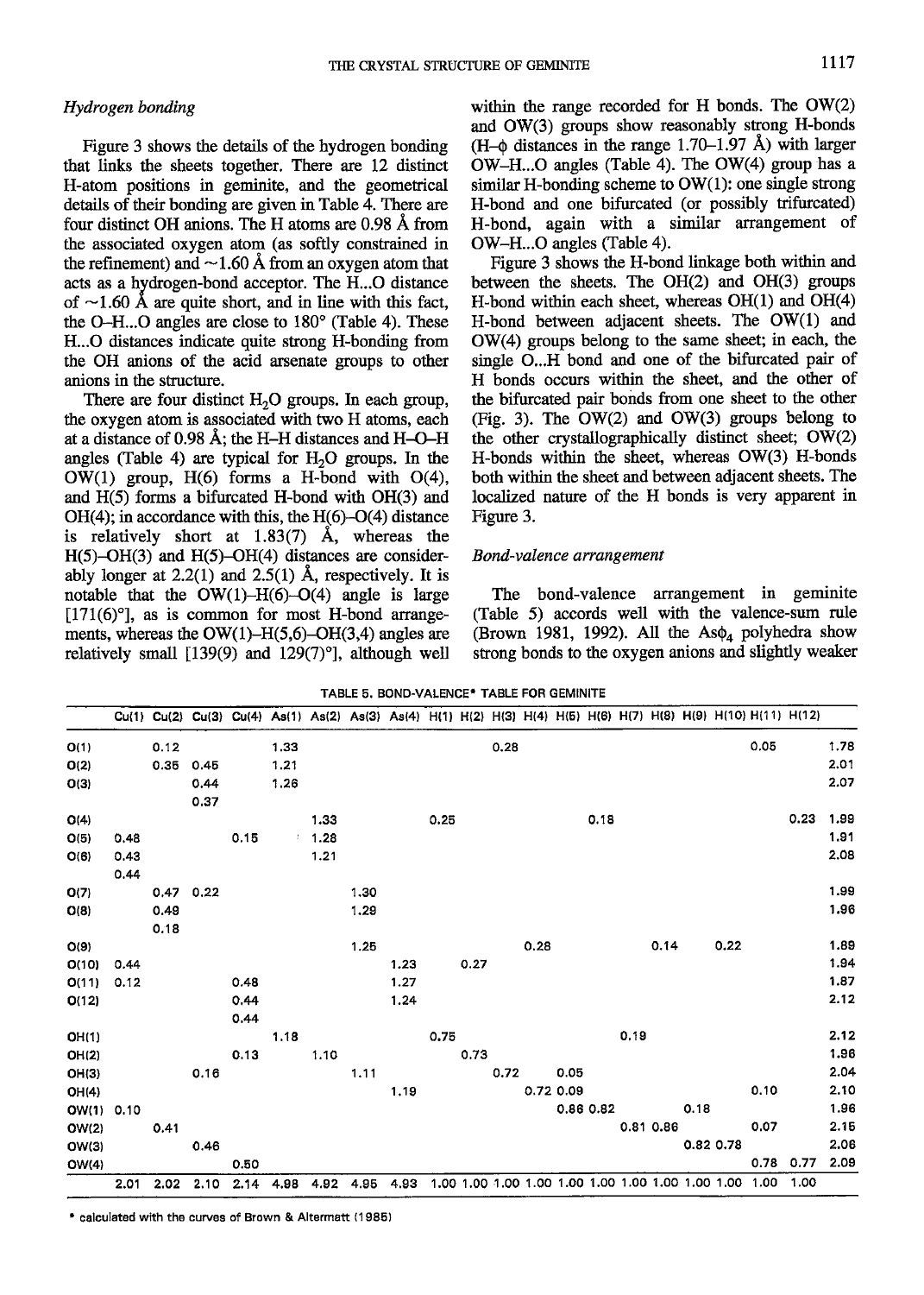### Hydrogen bonding

Figure 3 shows the details of the hydrogen bonding that links the sheets together. There are 12 distinct H-atom positions in geminite, and the geometrical details of their bonding are given in Table 4. There are four distinct OH anions. The H atoms are 0.98 Å from the associated oxygen atom (as softly constrained in the refinement) and ~1.60 Å from an oxygen atom that acts as a hydrogen-bond acceptor. The H...O distance of ~1.60 Å are quite short, and in line with this fact, the O–H...O angles are close to 180° (Table 4). These H...O distances indicate quite strong H-bonding from the OH anions of the acid arsenate groups to other anions in the structure.

There are four distinct $H_2O$ groups. In each group, the oxygen atom is associated with two H atoms, each at a distance of 0.98 Å; the H–H distances and H–O–H angles (Table 4) are typical for $H_2O$ groups. In the OW(1) group, H(6) forms a H-bond with O(4), and H(5) forms a bifurcated H-bond with OH(3) and OH(4); in accordance with this, the H(6)–O(4) distance is relatively short at 1.83(7) Å, whereas the H(5)–OH(3) and H(5)–OH(4) distances are considerably longer at 2.2(1) and 2.5(1) Å, respectively. It is notable that the OW(1)–H(6)–O(4) angle is large [171(6)°], as is common for most H-bond arrangements, whereas the OW(1)–H(5,6)–OH(3,4) angles are relatively small [139(9) and 129(7)°], although well within the range recorded for H bonds. The OW(2) and OW(3) groups show reasonably strong H-bonds (H–φ distances in the range 1.70–1.97 Å) with larger OW–H...O angles (Table 4). The OW(4) group has a similar H-bonding scheme to OW(1): one single strong H-bond and one bifurcated (or possibly trifurcated) H-bond, again with a similar arrangement of OW–H...O angles (Table 4).

Figure 3 shows the H-bond linkage both within and between the sheets. The OH(2) and OH(3) groups H-bond within each sheet, whereas OH(1) and OH(4) H-bond between adjacent sheets. The OW(1) and OW(4) groups belong to the same sheet; in each, the single O...H bond and one of the bifurcated pair of H bonds occurs within the sheet, and the other of the bifurcated pair bonds from one sheet to the other (Fig. 3). The OW(2) and OW(3) groups belong to the other crystallographically distinct sheet; OW(2) H-bonds within the sheet, whereas OW(3) H-bonds both within the sheet and between adjacent sheets. The localized nature of the H bonds is very apparent in Figure 3.

### Bond-valence arrangement

The bond-valence arrangement in geminite (Table 5) accords well with the valence-sum rule (Brown 1981, 1992). All the As$\phi_4$ polyhedra show strong bonds to the oxygen anions and slightly weaker

TABLE 5. BOND-VALENCE* TABLE FOR GEMINITE

| | Cu(1) | Cu(2) | Cu(3) | Cu(4) | As(1) | As(2) | As(3) | As(4) | H(1) | H(2) | H(3) | H(4) | H(5) | H(6) | H(7) | H(8) | H(9) | H(10) | H(11) | H(12) | |
|---|---|---|---|---|---|---|---|---|---|---|---|---|---|---|---|---|---|---|---|---|---|
| O(1) | | 0.12 | | | 1.33 | | | | | | 0.28 | | | | | | | | 0.05 | | 1.78 |
| O(2) | | 0.35 | 0.45 | | 1.21 | | | | | | | | | | | | | | | | 2.01 |
| O(3) | | | 0.44 | | 1.26 | | | | | | | | | | | | | | | | 2.07 |
| | | | 0.37 | | | | | | | | | | | | | | | | | | |
| O(4) | | | | | | 1.33 | | | 0.25 | | | | | 0.18 | | | | | | 0.23 | 1.99 |
| O(5) | 0.48 | | | 0.15 | | 1.28 | | | | | | | | | | | | | | | 1.91 |
| O(6) | 0.43 | | | | | 1.21 | | | | | | | | | | | | | | | 2.08 |
| | 0.44 | | | | | | | | | | | | | | | | | | | | |
| O(7) | | 0.47 | 0.22 | | | | 1.30 | | | | | | | | | | | | | | 1.99 |
| O(8) | | 0.49 | | | | | 1.29 | | | | | | | | | | | | | | 1.96 |
| | | 0.18 | | | | | | | | | | | | | | | | | | | |
| O(9) | | | | | | | 1.25 | | | | | 0.28 | | | | 0.14 | | 0.22 | | | 1.89 |
| O(10) | 0.44 | | | | | | | 1.23 | | 0.27 | | | | | | | | | | | 1.94 |
| O(11) | 0.12 | | | 0.48 | | | | 1.27 | | | | | | | | | | | | | 1.87 |
| O(12) | | | | 0.44 | | | | 1.24 | | | | | | | | | | | | | 2.12 |
| | | | | 0.44 | | | | | | | | | | | | | | | | | |
| OH(1) | | | | | 1.18 | | | | 0.75 | | | | | | 0.19 | | | | | | 2.12 |
| OH(2) | | | | 0.13 | | 1.10 | | | | 0.73 | | | | | | | | | | | 1.96 |
| OH(3) | | | 0.16 | | | | 1.11 | | | | 0.72 | | 0.05 | | | | | | | | 2.04 |
| OH(4) | | | | | | | | 1.19 | | | | 0.72 | 0.09 | | | | | | 0.10 | | 2.10 |
| OW(1) | 0.10 | | | | | | | | | | | | 0.86 | 0.82 | | | 0.18 | | | | 1.96 |
| OW(2) | | 0.41 | | | | | | | | | | | | | 0.81 | 0.86 | | | 0.07 | | 2.15 |
| OW(3) | | | 0.46 | | | | | | | | | | | | | | 0.82 | 0.78 | | | 2.06 |
| OW(4) | | | | 0.50 | | | | | | | | | | | | | | | 0.78 | 0.77 | 2.05 |
| | 2.01 | 2.02 | 2.10 | 2.14 | 4.98 | 4.92 | 4.95 | 4.93 | 1.00 | 1.00 | 1.00 | 1.00 | 1.00 | 1.00 | 1.00 | 1.00 | 1.00 | 1.00 | 1.00 | 1.00 | |

\* calculated with the curves of Brown & Altermatt (1985)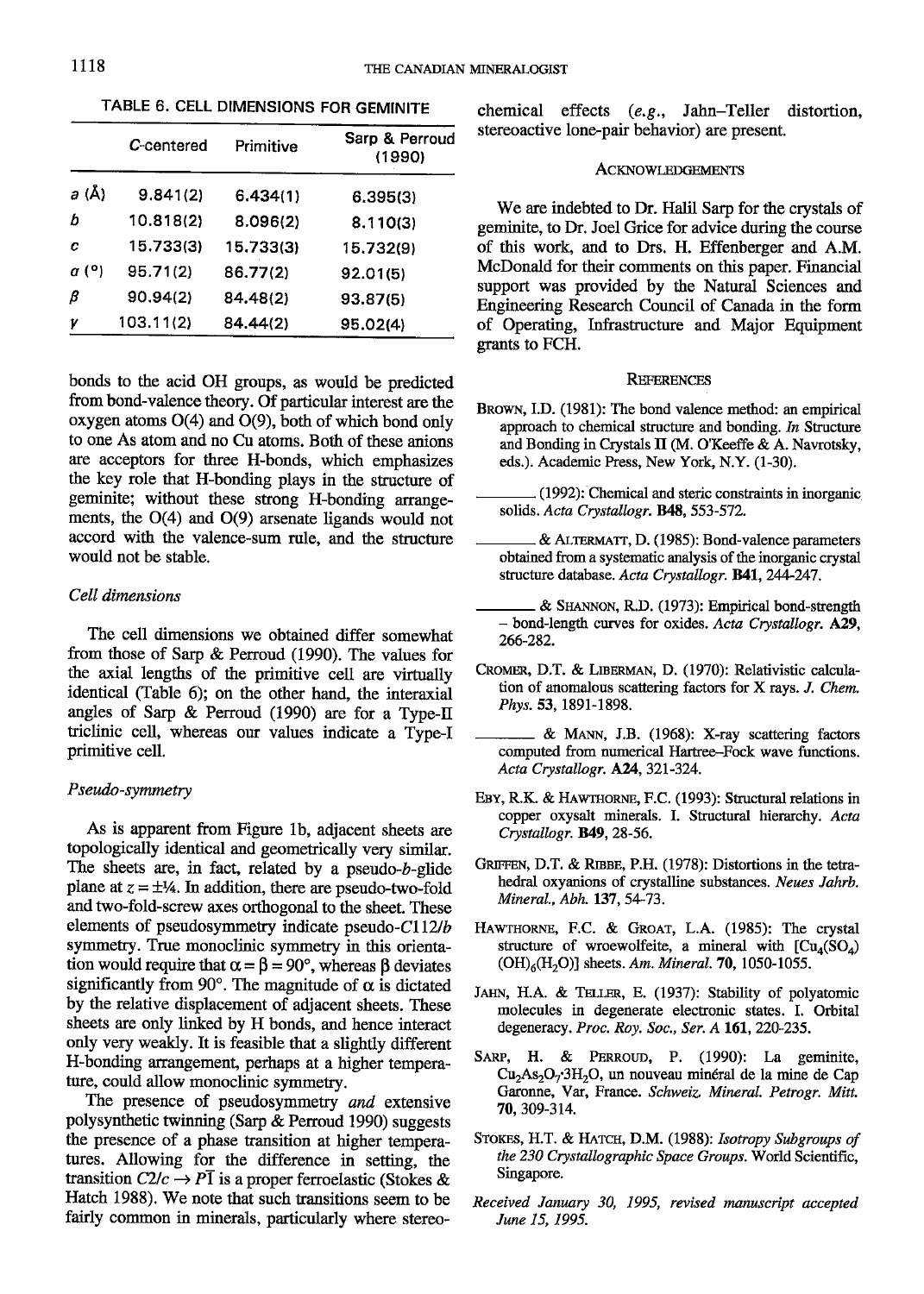TABLE 6. CELL DIMENSIONS FOR GEMINITE

| | C-centered | Primitive | Sarp & Perroud (1990) |
|---|---|---|---|
| a (Å) | 9.841(2) | 6.434(1) | 6.395(3) |
| b | 10.818(2) | 8.096(2) | 8.110(3) |
| c | 15.733(3) | 15.733(3) | 15.732(9) |
| α (°) | 95.71(2) | 86.77(2) | 92.01(5) |
| β | 90.94(2) | 84.48(2) | 93.87(5) |
| γ | 103.11(2) | 84.44(2) | 95.02(4) |

bonds to the acid OH groups, as would be predicted from bond-valence theory. Of particular interest are the oxygen atoms O(4) and O(9), both of which bond only to one As atom and no Cu atoms. Both of these anions are acceptors for three H-bonds, which emphasizes the key role that H-bonding plays in the structure of geminite; without these strong H-bonding arrangements, the O(4) and O(9) arsenate ligands would not accord with the valence-sum rule, and the structure would not be stable.

### *Cell dimensions*

The cell dimensions we obtained differ somewhat from those of Sarp & Perroud (1990). The values for the axial lengths of the primitive cell are virtually identical (Table 6); on the other hand, the interaxial angles of Sarp & Perroud (1990) are for a Type-II triclinic cell, whereas our values indicate a Type-I primitive cell.

### *Pseudo-symmetry*

As is apparent from Figure 1b, adjacent sheets are topologically identical and geometrically very similar. The sheets are, in fact, related by a pseudo-*b*-glide plane at $z = \pm 1/4$. In addition, there are pseudo-two-fold and two-fold-screw axes orthogonal to the sheet. These elements of pseudosymmetry indicate pseudo-$C112/b$ symmetry. True monoclinic symmetry in this orientation would require that $\alpha = \beta = 90°$, whereas $\beta$ deviates significantly from 90°. The magnitude of $\alpha$ is dictated by the relative displacement of adjacent sheets. These sheets are only linked by H bonds, and hence interact only very weakly. It is feasible that a slightly different H-bonding arrangement, perhaps at a higher temperature, could allow monoclinic symmetry.

The presence of pseudosymmetry *and* extensive polysynthetic twinning (Sarp & Perroud 1990) suggests the presence of a phase transition at higher temperatures. Allowing for the difference in setting, the transition $C2/c \rightarrow P\bar{1}$ is a proper ferroelastic (Stokes & Hatch 1988). We note that such transitions seem to be fairly common in minerals, particularly where stereochemical effects (*e.g.*, Jahn–Teller distortion, stereoactive lone-pair behavior) are present.

## Acknowledgements

We are indebted to Dr. Halil Sarp for the crystals of geminite, to Dr. Joel Grice for advice during the course of this work, and to Drs. H. Effenberger and A.M. McDonald for their comments on this paper. Financial support was provided by the Natural Sciences and Engineering Research Council of Canada in the form of Operating, Infrastructure and Major Equipment grants to FCH.

## References

Brown, I.D. (1981): The bond valence method: an empirical approach to chemical structure and bonding. *In* Structure and Bonding in Crystals II (M. O'Keeffe & A. Navrotsky, eds.). Academic Press, New York, N.Y. (1-30).

\_\_\_\_\_\_\_\_ (1992): Chemical and steric constraints in inorganic solids. *Acta Crystallogr.* **B48**, 553-572.

\_\_\_\_\_\_\_\_ & Altermatt, D. (1985): Bond-valence parameters obtained from a systematic analysis of the inorganic crystal structure database. *Acta Crystallogr.* **B41**, 244-247.

\_\_\_\_\_\_\_\_ & Shannon, R.D. (1973): Empirical bond-strength – bond-length curves for oxides. *Acta Crystallogr.* **A29**, 266-282.

Cromer, D.T. & Liberman, D. (1970): Relativistic calculation of anomalous scattering factors for X rays. *J. Chem. Phys.* **53**, 1891-1898.

\_\_\_\_\_\_\_\_ & Mann, J.B. (1968): X-ray scattering factors computed from numerical Hartree–Fock wave functions. *Acta Crystallogr.* **A24**, 321-324.

Eby, R.K. & Hawthorne, F.C. (1993): Structural relations in copper oxysalt minerals. I. Structural hierarchy. *Acta Crystallogr.* **B49**, 28-56.

Griffen, D.T. & Ribbe, P.H. (1978): Distortions in the tetrahedral oxyanions of crystalline substances. *Neues Jahrb. Mineral., Abh.* **137**, 54-73.

Hawthorne, F.C. & Groat, L.A. (1985): The crystal structure of wroewolfeite, a mineral with $[Cu_4(SO_4)(OH)_6(H_2O)]$ sheets. *Am. Mineral.* **70**, 1050-1055.

Jahn, H.A. & Teller, E. (1937): Stability of polyatomic molecules in degenerate electronic states. I. Orbital degeneracy. *Proc. Roy. Soc., Ser. A* **161**, 220-235.

Sarp, H. & Perroud, P. (1990): La geminite, $Cu_2As_2O_7 \cdot 3H_2O$, un nouveau minéral de la mine de Cap Garonne, Var, France. *Schweiz. Mineral. Petrogr. Mitt.* **70**, 309-314.

Stokes, H.T. & Hatch, D.M. (1988): *Isotropy Subgroups of the 230 Crystallographic Space Groups.* World Scientific, Singapore.

*Received January 30, 1995, revised manuscript accepted June 15, 1995.*